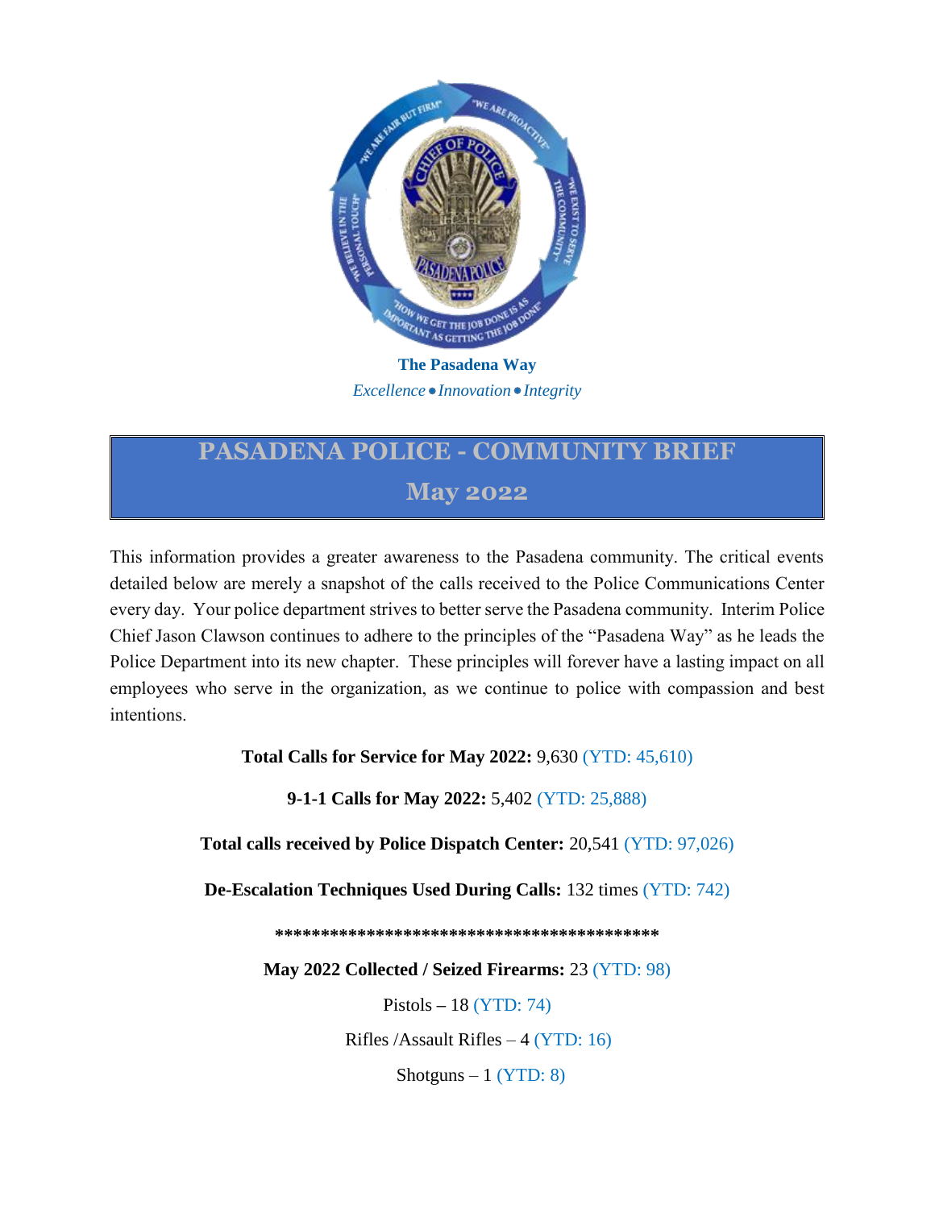**The Pasadena Way**

*Excellence • Innovation • Integrity*

# PASADENA POLICE - COMMUNITY BRIEF

## May 2022

This information provides a greater awareness to the Pasadena community. The critical events detailed below are merely a snapshot of the calls received to the Police Communications Center every day. Your police department strives to better serve the Pasadena community. Interim Police Chief Jason Clawson continues to adhere to the principles of the "Pasadena Way" as he leads the Police Department into its new chapter. These principles will forever have a lasting impact on all employees who serve in the organization, as we continue to police with compassion and best intentions.

**Total Calls for Service for May 2022:** 9,630 (YTD: 45,610)

**9-1-1 Calls for May 2022:** 5,402 (YTD: 25,888)

**Total calls received by Police Dispatch Center:** 20,541 (YTD: 97,026)

**De-Escalation Techniques Used During Calls:** 132 times (YTD: 742)

**\*\*\*\*\*\*\*\*\*\*\*\*\*\*\*\*\*\*\*\*\*\*\*\*\*\*\*\*\*\*\*\*\*\*\*\*\*\*\*\*\*\*\*\***

**May 2022 Collected / Seized Firearms:** 23 (YTD: 98)

Pistols – 18 (YTD: 74)

Rifles /Assault Rifles – 4 (YTD: 16)

Shotguns – 1 (YTD: 8)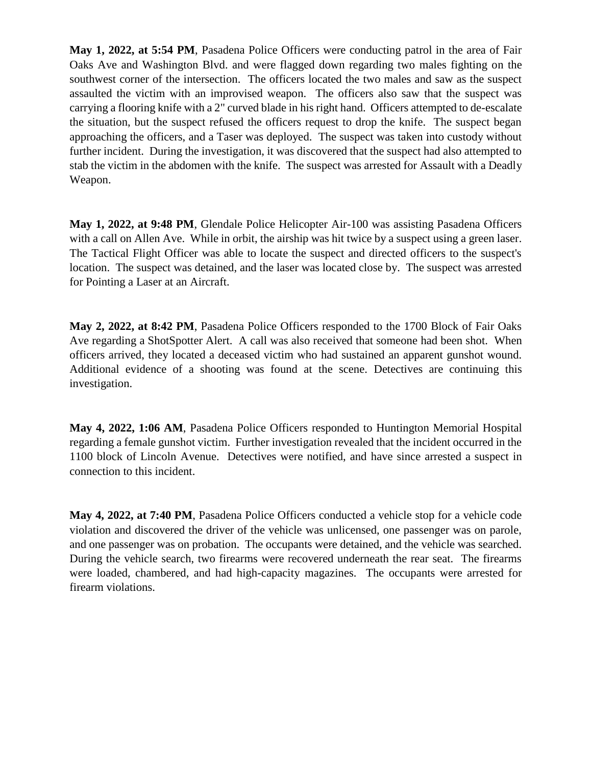**May 1, 2022, at 5:54 PM**, Pasadena Police Officers were conducting patrol in the area of Fair Oaks Ave and Washington Blvd. and were flagged down regarding two males fighting on the southwest corner of the intersection. The officers located the two males and saw as the suspect assaulted the victim with an improvised weapon. The officers also saw that the suspect was carrying a flooring knife with a 2" curved blade in his right hand. Officers attempted to de-escalate the situation, but the suspect refused the officers request to drop the knife. The suspect began approaching the officers, and a Taser was deployed. The suspect was taken into custody without further incident. During the investigation, it was discovered that the suspect had also attempted to stab the victim in the abdomen with the knife. The suspect was arrested for Assault with a Deadly Weapon.

**May 1, 2022, at 9:48 PM**, Glendale Police Helicopter Air-100 was assisting Pasadena Officers with a call on Allen Ave. While in orbit, the airship was hit twice by a suspect using a green laser. The Tactical Flight Officer was able to locate the suspect and directed officers to the suspect's location. The suspect was detained, and the laser was located close by. The suspect was arrested for Pointing a Laser at an Aircraft.

**May 2, 2022, at 8:42 PM**, Pasadena Police Officers responded to the 1700 Block of Fair Oaks Ave regarding a ShotSpotter Alert. A call was also received that someone had been shot. When officers arrived, they located a deceased victim who had sustained an apparent gunshot wound. Additional evidence of a shooting was found at the scene. Detectives are continuing this investigation.

**May 4, 2022, 1:06 AM**, Pasadena Police Officers responded to Huntington Memorial Hospital regarding a female gunshot victim. Further investigation revealed that the incident occurred in the 1100 block of Lincoln Avenue. Detectives were notified, and have since arrested a suspect in connection to this incident.

**May 4, 2022, at 7:40 PM**, Pasadena Police Officers conducted a vehicle stop for a vehicle code violation and discovered the driver of the vehicle was unlicensed, one passenger was on parole, and one passenger was on probation. The occupants were detained, and the vehicle was searched. During the vehicle search, two firearms were recovered underneath the rear seat. The firearms were loaded, chambered, and had high-capacity magazines. The occupants were arrested for firearm violations.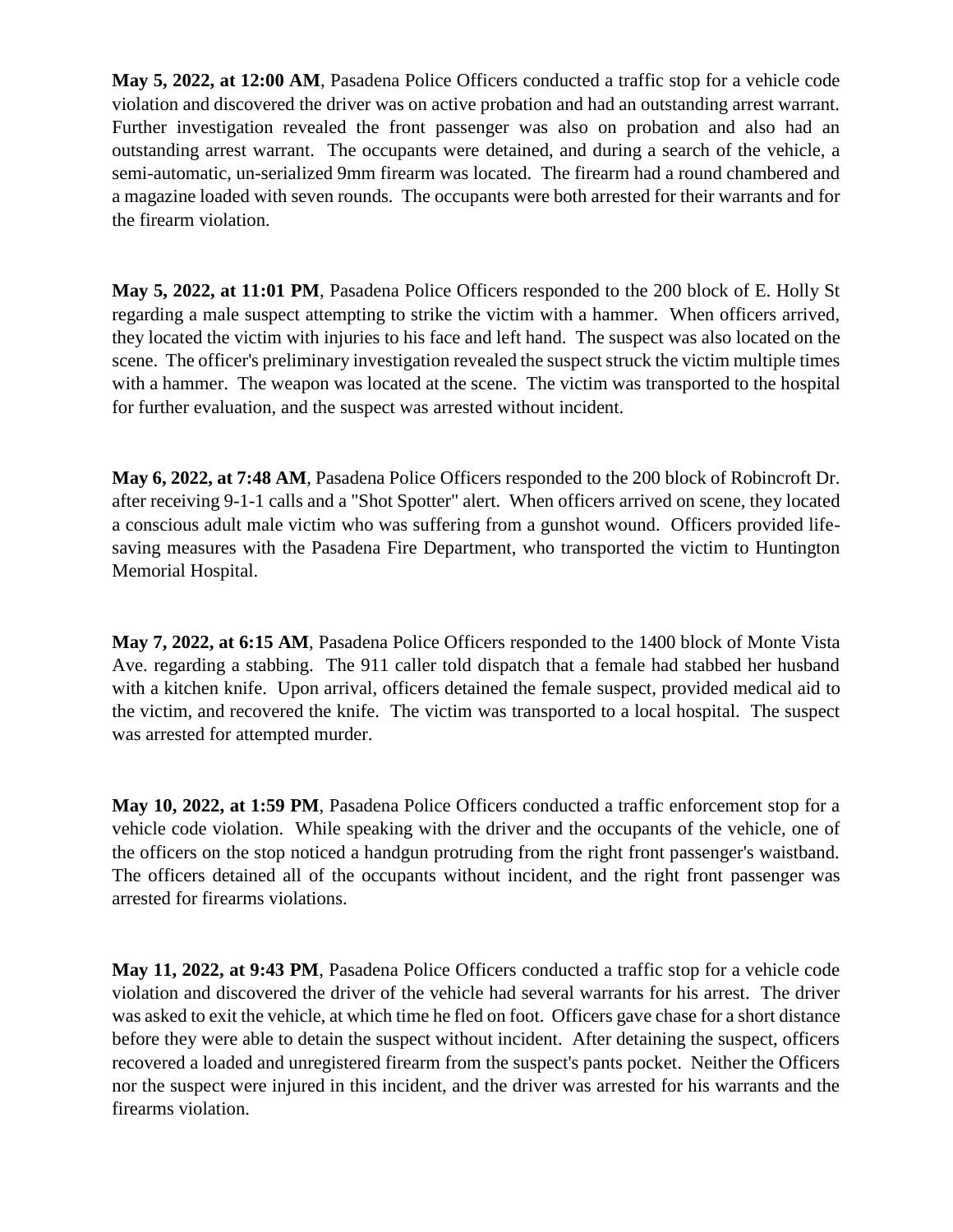**May 5, 2022, at 12:00 AM**, Pasadena Police Officers conducted a traffic stop for a vehicle code violation and discovered the driver was on active probation and had an outstanding arrest warrant. Further investigation revealed the front passenger was also on probation and also had an outstanding arrest warrant. The occupants were detained, and during a search of the vehicle, a semi-automatic, un-serialized 9mm firearm was located. The firearm had a round chambered and a magazine loaded with seven rounds. The occupants were both arrested for their warrants and for the firearm violation.

**May 5, 2022, at 11:01 PM**, Pasadena Police Officers responded to the 200 block of E. Holly St regarding a male suspect attempting to strike the victim with a hammer. When officers arrived, they located the victim with injuries to his face and left hand. The suspect was also located on the scene. The officer's preliminary investigation revealed the suspect struck the victim multiple times with a hammer. The weapon was located at the scene. The victim was transported to the hospital for further evaluation, and the suspect was arrested without incident.

**May 6, 2022, at 7:48 AM**, Pasadena Police Officers responded to the 200 block of Robincroft Dr. after receiving 9-1-1 calls and a "Shot Spotter" alert. When officers arrived on scene, they located a conscious adult male victim who was suffering from a gunshot wound. Officers provided life-saving measures with the Pasadena Fire Department, who transported the victim to Huntington Memorial Hospital.

**May 7, 2022, at 6:15 AM**, Pasadena Police Officers responded to the 1400 block of Monte Vista Ave. regarding a stabbing. The 911 caller told dispatch that a female had stabbed her husband with a kitchen knife. Upon arrival, officers detained the female suspect, provided medical aid to the victim, and recovered the knife. The victim was transported to a local hospital. The suspect was arrested for attempted murder.

**May 10, 2022, at 1:59 PM**, Pasadena Police Officers conducted a traffic enforcement stop for a vehicle code violation. While speaking with the driver and the occupants of the vehicle, one of the officers on the stop noticed a handgun protruding from the right front passenger's waistband. The officers detained all of the occupants without incident, and the right front passenger was arrested for firearms violations.

**May 11, 2022, at 9:43 PM**, Pasadena Police Officers conducted a traffic stop for a vehicle code violation and discovered the driver of the vehicle had several warrants for his arrest. The driver was asked to exit the vehicle, at which time he fled on foot. Officers gave chase for a short distance before they were able to detain the suspect without incident. After detaining the suspect, officers recovered a loaded and unregistered firearm from the suspect's pants pocket. Neither the Officers nor the suspect were injured in this incident, and the driver was arrested for his warrants and the firearms violation.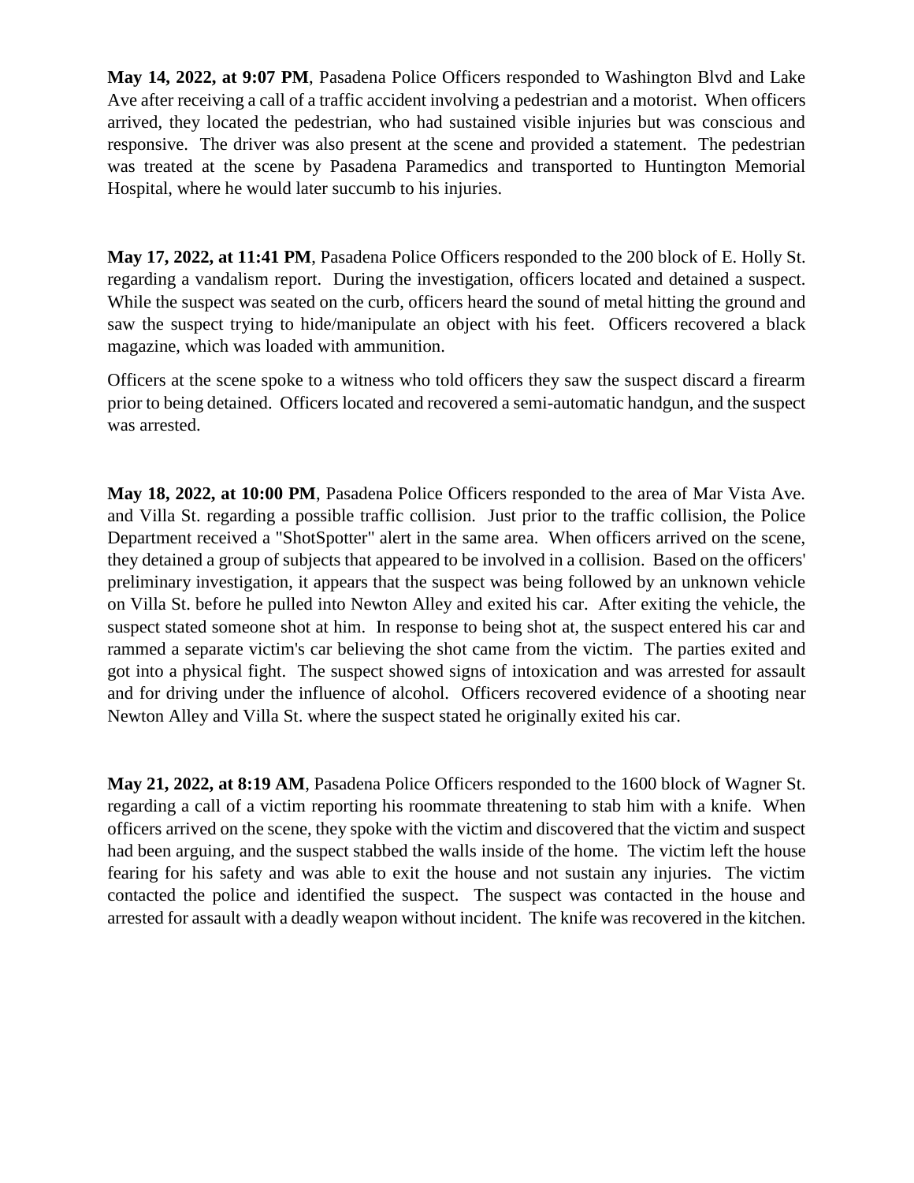**May 14, 2022, at 9:07 PM**, Pasadena Police Officers responded to Washington Blvd and Lake Ave after receiving a call of a traffic accident involving a pedestrian and a motorist. When officers arrived, they located the pedestrian, who had sustained visible injuries but was conscious and responsive. The driver was also present at the scene and provided a statement. The pedestrian was treated at the scene by Pasadena Paramedics and transported to Huntington Memorial Hospital, where he would later succumb to his injuries.

**May 17, 2022, at 11:41 PM**, Pasadena Police Officers responded to the 200 block of E. Holly St. regarding a vandalism report. During the investigation, officers located and detained a suspect. While the suspect was seated on the curb, officers heard the sound of metal hitting the ground and saw the suspect trying to hide/manipulate an object with his feet. Officers recovered a black magazine, which was loaded with ammunition.

Officers at the scene spoke to a witness who told officers they saw the suspect discard a firearm prior to being detained. Officers located and recovered a semi-automatic handgun, and the suspect was arrested.

**May 18, 2022, at 10:00 PM**, Pasadena Police Officers responded to the area of Mar Vista Ave. and Villa St. regarding a possible traffic collision. Just prior to the traffic collision, the Police Department received a "ShotSpotter" alert in the same area. When officers arrived on the scene, they detained a group of subjects that appeared to be involved in a collision. Based on the officers' preliminary investigation, it appears that the suspect was being followed by an unknown vehicle on Villa St. before he pulled into Newton Alley and exited his car. After exiting the vehicle, the suspect stated someone shot at him. In response to being shot at, the suspect entered his car and rammed a separate victim's car believing the shot came from the victim. The parties exited and got into a physical fight. The suspect showed signs of intoxication and was arrested for assault and for driving under the influence of alcohol. Officers recovered evidence of a shooting near Newton Alley and Villa St. where the suspect stated he originally exited his car.

**May 21, 2022, at 8:19 AM**, Pasadena Police Officers responded to the 1600 block of Wagner St. regarding a call of a victim reporting his roommate threatening to stab him with a knife. When officers arrived on the scene, they spoke with the victim and discovered that the victim and suspect had been arguing, and the suspect stabbed the walls inside of the home. The victim left the house fearing for his safety and was able to exit the house and not sustain any injuries. The victim contacted the police and identified the suspect. The suspect was contacted in the house and arrested for assault with a deadly weapon without incident. The knife was recovered in the kitchen.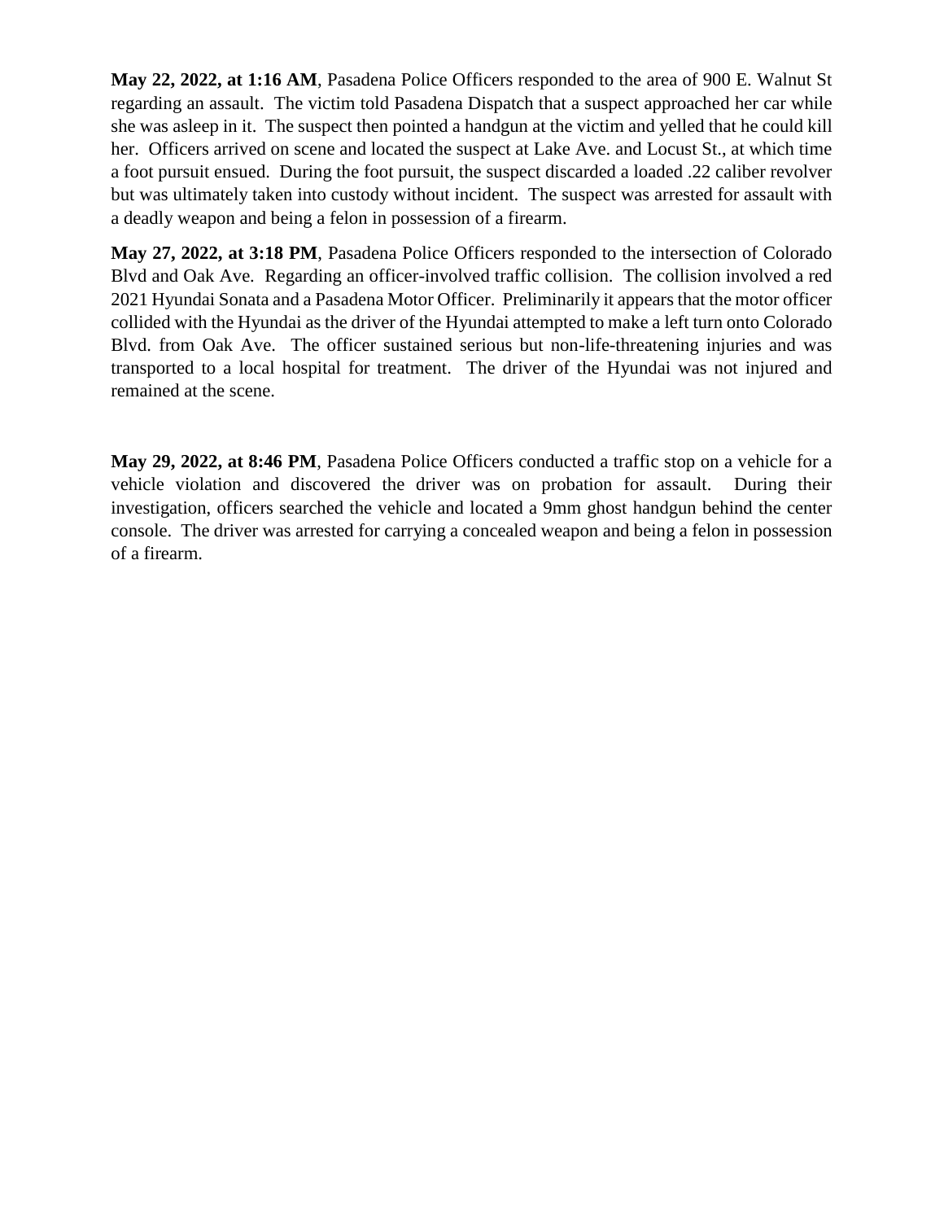**May 22, 2022, at 1:16 AM**, Pasadena Police Officers responded to the area of 900 E. Walnut St regarding an assault. The victim told Pasadena Dispatch that a suspect approached her car while she was asleep in it. The suspect then pointed a handgun at the victim and yelled that he could kill her. Officers arrived on scene and located the suspect at Lake Ave. and Locust St., at which time a foot pursuit ensued. During the foot pursuit, the suspect discarded a loaded .22 caliber revolver but was ultimately taken into custody without incident. The suspect was arrested for assault with a deadly weapon and being a felon in possession of a firearm.

**May 27, 2022, at 3:18 PM**, Pasadena Police Officers responded to the intersection of Colorado Blvd and Oak Ave. Regarding an officer-involved traffic collision. The collision involved a red 2021 Hyundai Sonata and a Pasadena Motor Officer. Preliminarily it appears that the motor officer collided with the Hyundai as the driver of the Hyundai attempted to make a left turn onto Colorado Blvd. from Oak Ave. The officer sustained serious but non-life-threatening injuries and was transported to a local hospital for treatment. The driver of the Hyundai was not injured and remained at the scene.

**May 29, 2022, at 8:46 PM**, Pasadena Police Officers conducted a traffic stop on a vehicle for a vehicle violation and discovered the driver was on probation for assault. During their investigation, officers searched the vehicle and located a 9mm ghost handgun behind the center console. The driver was arrested for carrying a concealed weapon and being a felon in possession of a firearm.